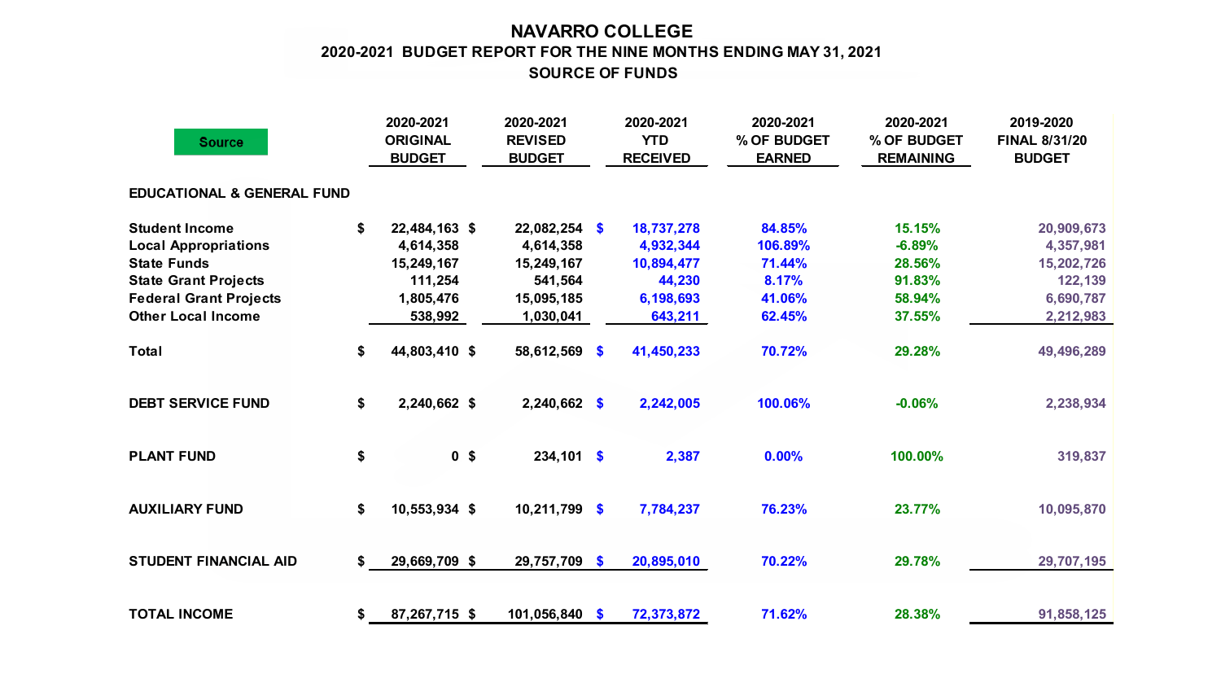# NAVARRO COLLEGE

## 2020-2021 BUDGET REPORT FOR THE NINE MONTHS ENDING MAY 31, 2021

## SOURCE OF FUNDS

| Source | 2020-2021 ORIGINAL BUDGET | 2020-2021 REVISED BUDGET | 2020-2021 YTD RECEIVED | 2020-2021 % OF BUDGET EARNED | 2020-2021 % OF BUDGET REMAINING | 2019-2020 FINAL 8/31/20 BUDGET |
|---|---|---|---|---|---|---|
| **EDUCATIONAL & GENERAL FUND** | | | | | | |
| Student Income | $ 22,484,163 | $ 22,082,254 | $ 18,737,278 | 84.85% | 15.15% | 20,909,673 |
| Local Appropriations | 4,614,358 | 4,614,358 | 4,932,344 | 106.89% | -6.89% | 4,357,981 |
| State Funds | 15,249,167 | 15,249,167 | 10,894,477 | 71.44% | 28.56% | 15,202,726 |
| State Grant Projects | 111,254 | 541,564 | 44,230 | 8.17% | 91.83% | 122,139 |
| Federal Grant Projects | 1,805,476 | 15,095,185 | 6,198,693 | 41.06% | 58.94% | 6,690,787 |
| Other Local Income | 538,992 | 1,030,041 | 643,211 | 62.45% | 37.55% | 2,212,983 |
| Total | $ 44,803,410 | $ 58,612,569 | $ 41,450,233 | 70.72% | 29.28% | 49,496,289 |
| **DEBT SERVICE FUND** | $ 2,240,662 | $ 2,240,662 | $ 2,242,005 | 100.06% | -0.06% | 2,238,934 |
| **PLANT FUND** | $ 0 | $ 234,101 | $ 2,387 | 0.00% | 100.00% | 319,837 |
| **AUXILIARY FUND** | $ 10,553,934 | $ 10,211,799 | $ 7,784,237 | 76.23% | 23.77% | 10,095,870 |
| **STUDENT FINANCIAL AID** | $ 29,669,709 | $ 29,757,709 | $ 20,895,010 | 70.22% | 29.78% | 29,707,195 |
| **TOTAL INCOME** | $ 87,267,715 | $ 101,056,840 | $ 72,373,872 | 71.62% | 28.38% | 91,858,125 |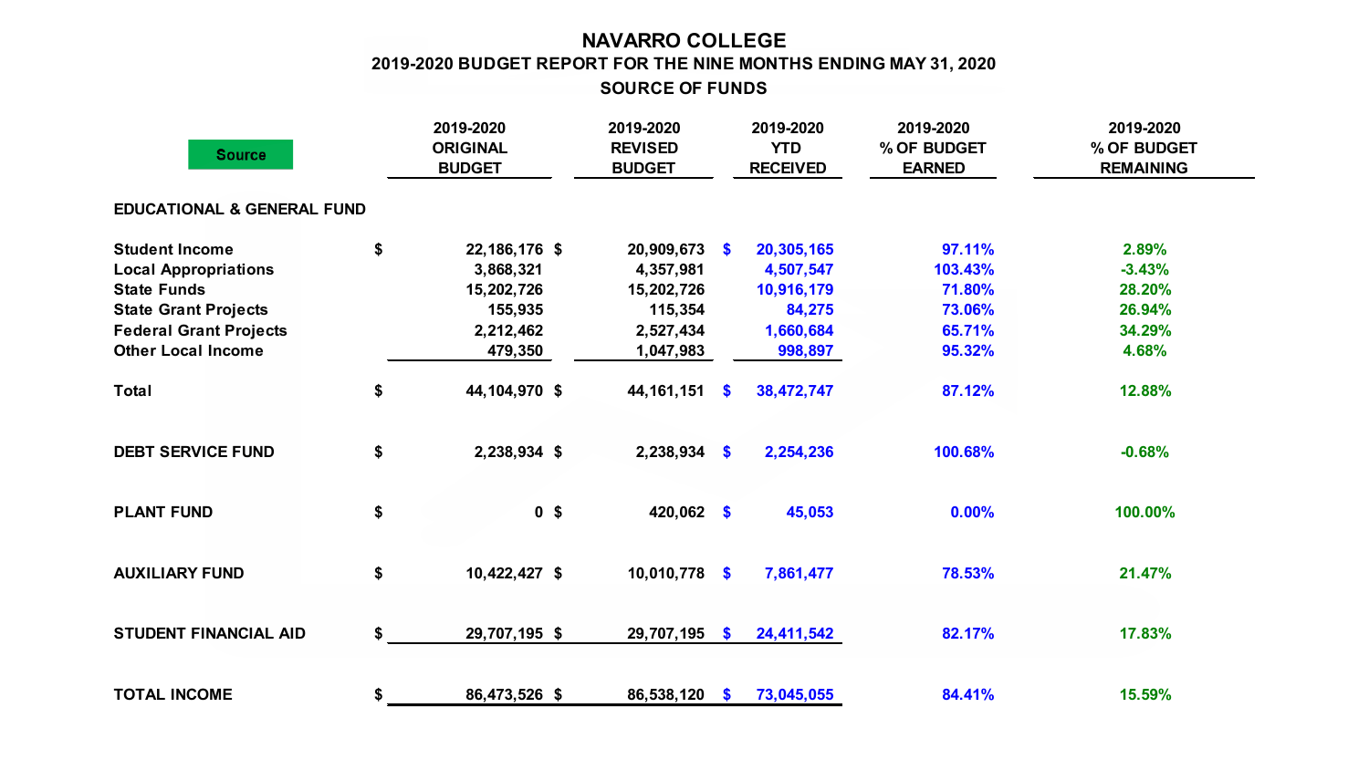# NAVARRO COLLEGE

## 2019-2020 BUDGET REPORT FOR THE NINE MONTHS ENDING MAY 31, 2020

### SOURCE OF FUNDS

| Source | 2019-2020 ORIGINAL BUDGET | 2019-2020 REVISED BUDGET | 2019-2020 YTD RECEIVED | 2019-2020 % OF BUDGET EARNED | 2019-2020 % OF BUDGET REMAINING |
|---|---|---|---|---|---|
| **EDUCATIONAL & GENERAL FUND** | | | | | |
| Student Income | $ 22,186,176 | $ 20,909,673 | $ 20,305,165 | 97.11% | 2.89% |
| Local Appropriations | 3,868,321 | 4,357,981 | 4,507,547 | 103.43% | -3.43% |
| State Funds | 15,202,726 | 15,202,726 | 10,916,179 | 71.80% | 28.20% |
| State Grant Projects | 155,935 | 115,354 | 84,275 | 73.06% | 26.94% |
| Federal Grant Projects | 2,212,462 | 2,527,434 | 1,660,684 | 65.71% | 34.29% |
| Other Local Income | 479,350 | 1,047,983 | 998,897 | 95.32% | 4.68% |
| Total | $ 44,104,970 | $ 44,161,151 | $ 38,472,747 | 87.12% | 12.88% |
| **DEBT SERVICE FUND** | $ 2,238,934 | $ 2,238,934 | $ 2,254,236 | 100.68% | -0.68% |
| **PLANT FUND** | $ 0 | $ 420,062 | $ 45,053 | 0.00% | 100.00% |
| **AUXILIARY FUND** | $ 10,422,427 | $ 10,010,778 | $ 7,861,477 | 78.53% | 21.47% |
| **STUDENT FINANCIAL AID** | $ 29,707,195 | $ 29,707,195 | $ 24,411,542 | 82.17% | 17.83% |
| **TOTAL INCOME** | $ 86,473,526 | $ 86,538,120 | $ 73,045,055 | 84.41% | 15.59% |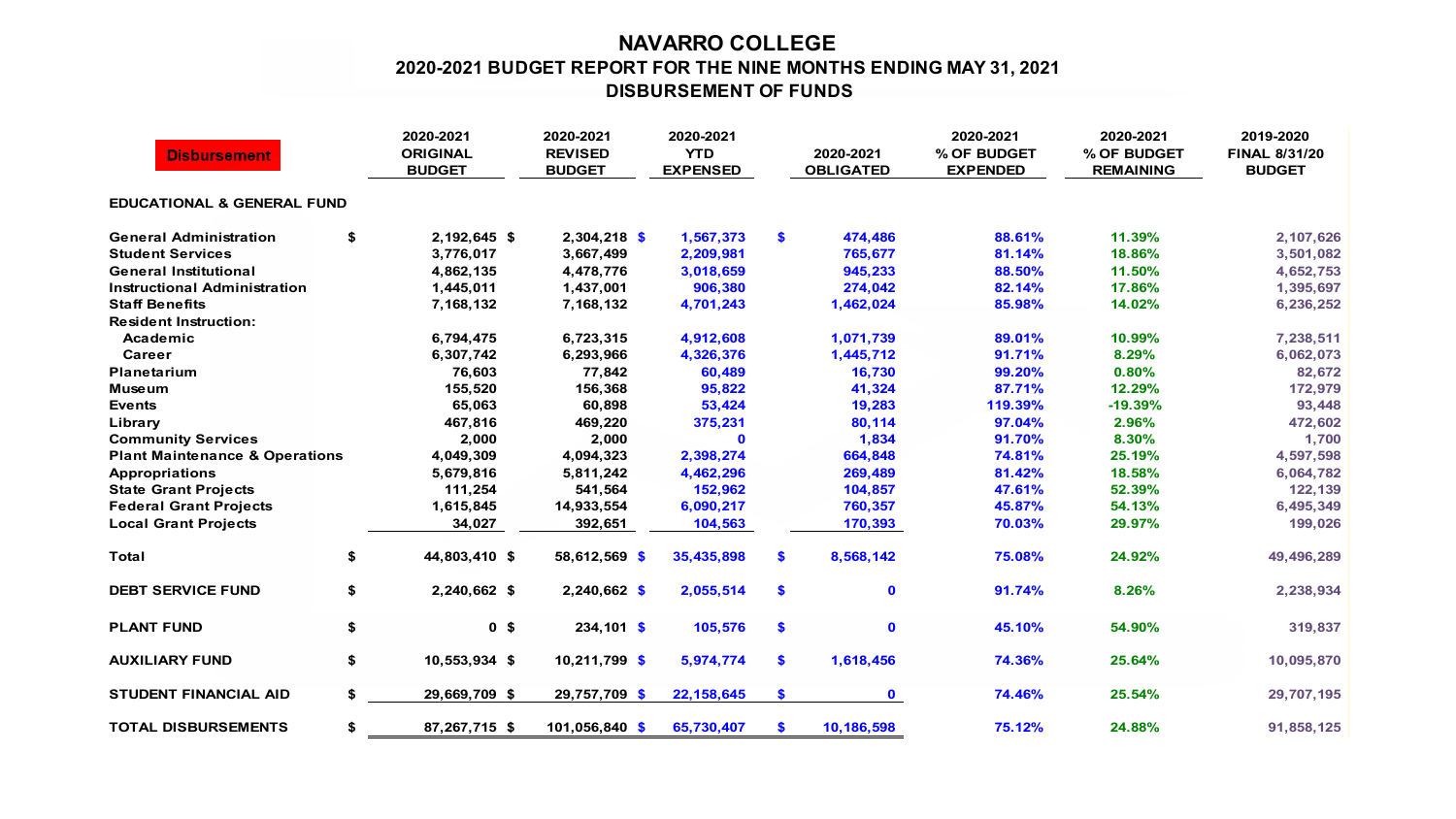# NAVARRO COLLEGE

## 2020-2021 BUDGET REPORT FOR THE NINE MONTHS ENDING MAY 31, 2021

## DISBURSEMENT OF FUNDS

| Disbursement | 2020-2021 ORIGINAL BUDGET | 2020-2021 REVISED BUDGET | 2020-2021 YTD EXPENSED | 2020-2021 OBLIGATED | 2020-2021 % OF BUDGET EXPENDED | 2020-2021 % OF BUDGET REMAINING | 2019-2020 FINAL 8/31/20 BUDGET |
|---|---|---|---|---|---|---|---|
| **EDUCATIONAL & GENERAL FUND** | | | | | | | |
| General Administration | $ 2,192,645 | $ 2,304,218 | $ 1,567,373 | $ 474,486 | 88.61% | 11.39% | 2,107,626 |
| Student Services | 3,776,017 | 3,667,499 | 2,209,981 | 765,677 | 81.14% | 18.86% | 3,501,082 |
| General Institutional | 4,862,135 | 4,478,776 | 3,018,659 | 945,233 | 88.50% | 11.50% | 4,652,753 |
| Instructional Administration | 1,445,011 | 1,437,001 | 906,380 | 274,042 | 82.14% | 17.86% | 1,395,697 |
| Staff Benefits | 7,168,132 | 7,168,132 | 4,701,243 | 1,462,024 | 85.98% | 14.02% | 6,236,252 |
| Resident Instruction: | | | | | | | |
| Academic | 6,794,475 | 6,723,315 | 4,912,608 | 1,071,739 | 89.01% | 10.99% | 7,238,511 |
| Career | 6,307,742 | 6,293,966 | 4,326,376 | 1,445,712 | 91.71% | 8.29% | 6,062,073 |
| Planetarium | 76,603 | 77,842 | 60,489 | 16,730 | 99.20% | 0.80% | 82,672 |
| Museum | 155,520 | 156,368 | 95,822 | 41,324 | 87.71% | 12.29% | 172,979 |
| Events | 65,063 | 60,898 | 53,424 | 19,283 | 119.39% | -19.39% | 93,448 |
| Library | 467,816 | 469,220 | 375,231 | 80,114 | 97.04% | 2.96% | 472,602 |
| Community Services | 2,000 | 2,000 | 0 | 1,834 | 91.70% | 8.30% | 1,700 |
| Plant Maintenance & Operations | 4,049,309 | 4,094,323 | 2,398,274 | 664,848 | 74.81% | 25.19% | 4,597,598 |
| Appropriations | 5,679,816 | 5,811,242 | 4,462,296 | 269,489 | 81.42% | 18.58% | 6,064,782 |
| State Grant Projects | 111,254 | 541,564 | 152,962 | 104,857 | 47.61% | 52.39% | 122,139 |
| Federal Grant Projects | 1,615,845 | 14,933,554 | 6,090,217 | 760,357 | 45.87% | 54.13% | 6,495,349 |
| Local Grant Projects | 34,027 | 392,651 | 104,563 | 170,393 | 70.03% | 29.97% | 199,026 |
| **Total** | $ 44,803,410 | $ 58,612,569 | $ 35,435,898 | $ 8,568,142 | 75.08% | 24.92% | 49,496,289 |
| **DEBT SERVICE FUND** | $ 2,240,662 | $ 2,240,662 | $ 2,055,514 | $ 0 | 91.74% | 8.26% | 2,238,934 |
| **PLANT FUND** | $ 0 | $ 234,101 | $ 105,576 | $ 0 | 45.10% | 54.90% | 319,837 |
| **AUXILIARY FUND** | $ 10,553,934 | $ 10,211,799 | $ 5,974,774 | $ 1,618,456 | 74.36% | 25.64% | 10,095,870 |
| **STUDENT FINANCIAL AID** | $ 29,669,709 | $ 29,757,709 | $ 22,158,645 | $ 0 | 74.46% | 25.54% | 29,707,195 |
| **TOTAL DISBURSEMENTS** | $ 87,267,715 | $ 101,056,840 | $ 65,730,407 | $ 10,186,598 | 75.12% | 24.88% | 91,858,125 |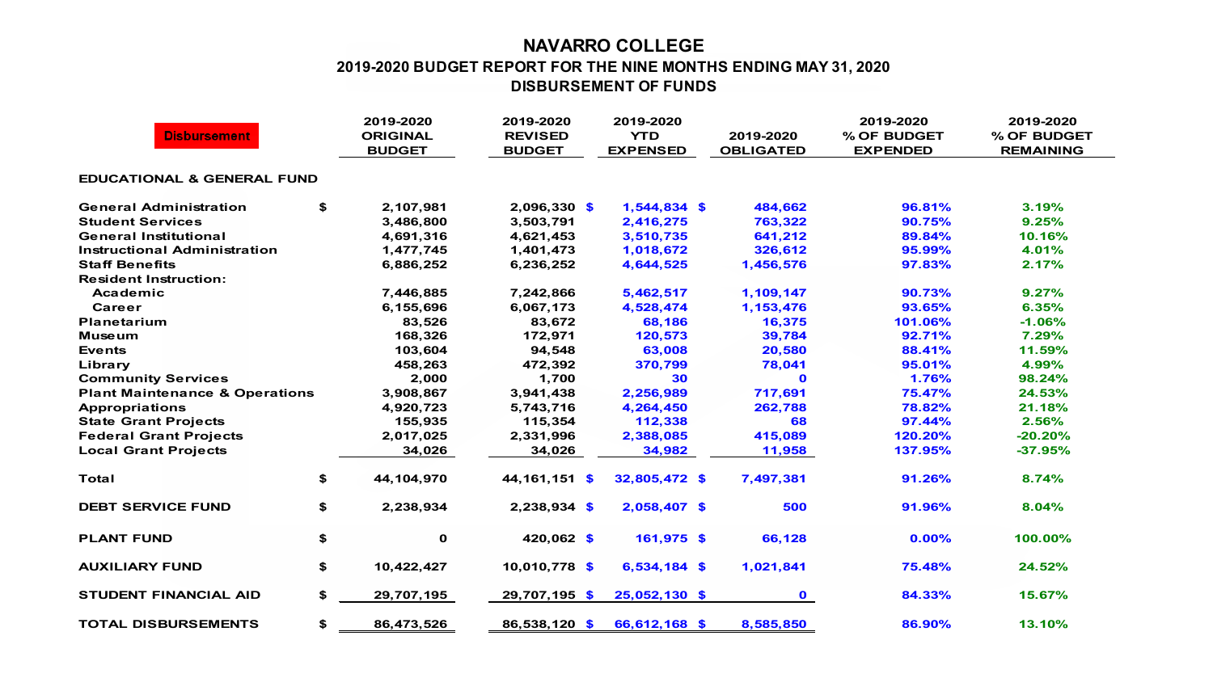# NAVARRO COLLEGE

## 2019-2020 BUDGET REPORT FOR THE NINE MONTHS ENDING MAY 31, 2020

## DISBURSEMENT OF FUNDS

| Disbursement | | 2019-2020 ORIGINAL BUDGET | 2019-2020 REVISED BUDGET | | 2019-2020 YTD EXPENSED | | 2019-2020 OBLIGATED | 2019-2020 % OF BUDGET EXPENDED | 2019-2020 % OF BUDGET REMAINING |
|---|---|---|---|---|---|---|---|---|---|
| **EDUCATIONAL & GENERAL FUND** | | | | | | | | | |
| General Administration | $ | 2,107,981 | 2,096,330 | $ | 1,544,834 | $ | 484,662 | 96.81% | 3.19% |
| Student Services | | 3,486,800 | 3,503,791 | | 2,416,275 | | 763,322 | 90.75% | 9.25% |
| General Institutional | | 4,691,316 | 4,621,453 | | 3,510,735 | | 641,212 | 89.84% | 10.16% |
| Instructional Administration | | 1,477,745 | 1,401,473 | | 1,018,672 | | 326,612 | 95.99% | 4.01% |
| Staff Benefits | | 6,886,252 | 6,236,252 | | 4,644,525 | | 1,456,576 | 97.83% | 2.17% |
| Resident Instruction: | | | | | | | | | |
| Academic | | 7,446,885 | 7,242,866 | | 5,462,517 | | 1,109,147 | 90.73% | 9.27% |
| Career | | 6,155,696 | 6,067,173 | | 4,528,474 | | 1,153,476 | 93.65% | 6.35% |
| Planetarium | | 83,526 | 83,672 | | 68,186 | | 16,375 | 101.06% | -1.06% |
| Museum | | 168,326 | 172,971 | | 120,573 | | 39,784 | 92.71% | 7.29% |
| Events | | 103,604 | 94,548 | | 63,008 | | 20,580 | 88.41% | 11.59% |
| Library | | 458,263 | 472,392 | | 370,799 | | 78,041 | 95.01% | 4.99% |
| Community Services | | 2,000 | 1,700 | | 30 | | 0 | 1.76% | 98.24% |
| Plant Maintenance & Operations | | 3,908,867 | 3,941,438 | | 2,256,989 | | 717,691 | 75.47% | 24.53% |
| Appropriations | | 4,920,723 | 5,743,716 | | 4,264,450 | | 262,788 | 78.82% | 21.18% |
| State Grant Projects | | 155,935 | 115,354 | | 112,338 | | 68 | 97.44% | 2.56% |
| Federal Grant Projects | | 2,017,025 | 2,331,996 | | 2,388,085 | | 415,089 | 120.20% | -20.20% |
| Local Grant Projects | | 34,026 | 34,026 | | 34,982 | | 11,958 | 137.95% | -37.95% |
| Total | $ | 44,104,970 | 44,161,151 | $ | 32,805,472 | $ | 7,497,381 | 91.26% | 8.74% |
| **DEBT SERVICE FUND** | $ | 2,238,934 | 2,238,934 | $ | 2,058,407 | $ | 500 | 91.96% | 8.04% |
| **PLANT FUND** | $ | 0 | 420,062 | $ | 161,975 | $ | 66,128 | 0.00% | 100.00% |
| **AUXILIARY FUND** | $ | 10,422,427 | 10,010,778 | $ | 6,534,184 | $ | 1,021,841 | 75.48% | 24.52% |
| **STUDENT FINANCIAL AID** | $ | 29,707,195 | 29,707,195 | $ | 25,052,130 | $ | 0 | 84.33% | 15.67% |
| **TOTAL DISBURSEMENTS** | $ | 86,473,526 | 86,538,120 | $ | 66,612,168 | $ | 8,585,850 | 86.90% | 13.10% |